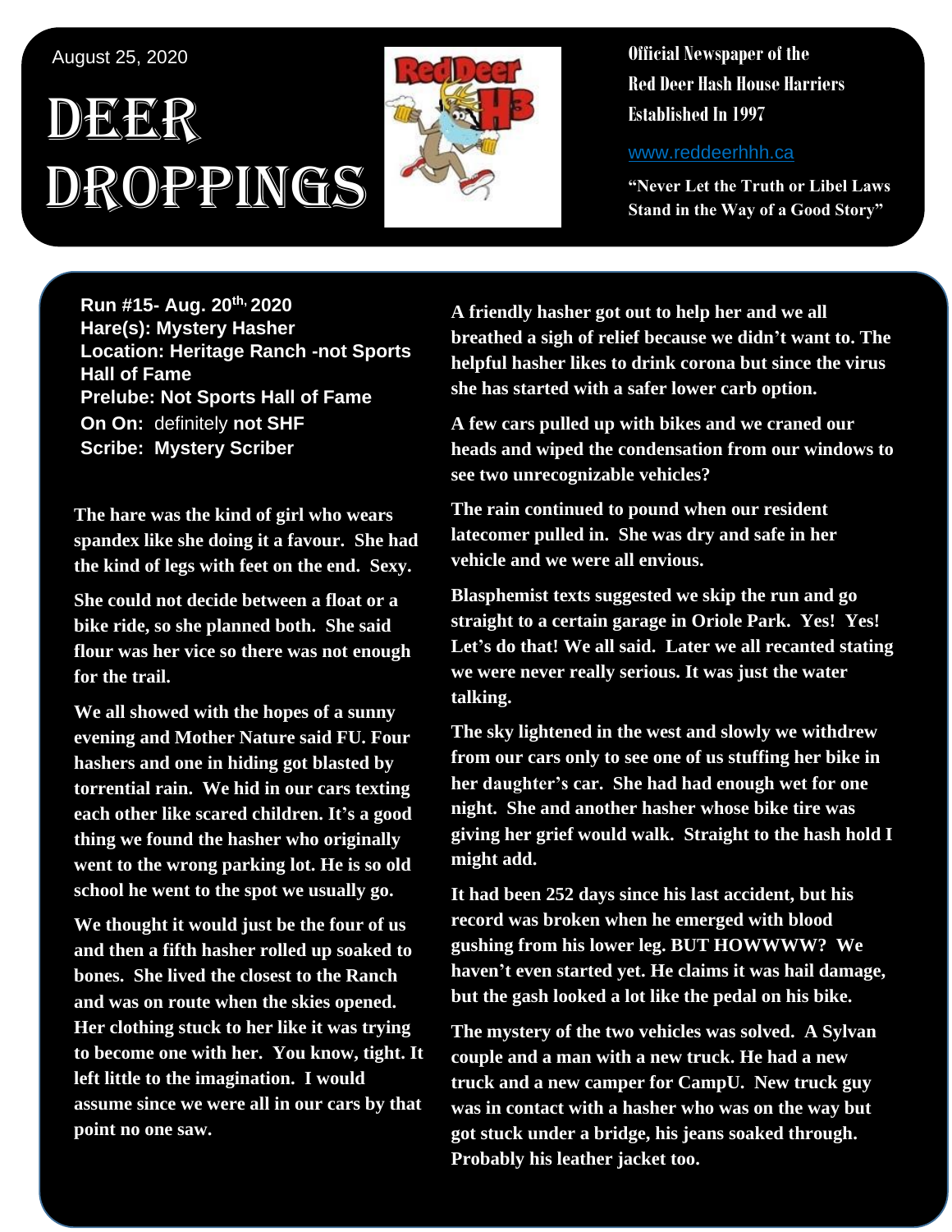August 25, 2020

# DEER DROPPINGS

**Official Newspaper of the Red Deer Hash House Harriers Established In 1997**

www.reddeerhhh.ca

**"Never Let the Truth or Libel Laws Stand in the Way of a Good Story"**

**Run #15- Aug. 20th, 2020**
**Hare(s): Mystery Hasher**
**Location: Heritage Ranch -not Sports Hall of Fame**
**Prelube: Not Sports Hall of Fame**
**On On:** definitely **not SHF**
**Scribe: Mystery Scriber**

**The hare was the kind of girl who wears spandex like she doing it a favour. She had the kind of legs with feet on the end. Sexy.**

**She could not decide between a float or a bike ride, so she planned both. She said flour was her vice so there was not enough for the trail.**

**We all showed with the hopes of a sunny evening and Mother Nature said FU. Four hashers and one in hiding got blasted by torrential rain. We hid in our cars texting each other like scared children. It's a good thing we found the hasher who originally went to the wrong parking lot. He is so old school he went to the spot we usually go.**

**We thought it would just be the four of us and then a fifth hasher rolled up soaked to bones. She lived the closest to the Ranch and was on route when the skies opened. Her clothing stuck to her like it was trying to become one with her. You know, tight. It left little to the imagination. I would assume since we were all in our cars by that point no one saw.**

**A friendly hasher got out to help her and we all breathed a sigh of relief because we didn't want to. The helpful hasher likes to drink corona but since the virus she has started with a safer lower carb option.**

**A few cars pulled up with bikes and we craned our heads and wiped the condensation from our windows to see two unrecognizable vehicles?**

**The rain continued to pound when our resident latecomer pulled in. She was dry and safe in her vehicle and we were all envious.**

**Blasphemist texts suggested we skip the run and go straight to a certain garage in Oriole Park. Yes! Yes! Let's do that! We all said. Later we all recanted stating we were never really serious. It was just the water talking.**

**The sky lightened in the west and slowly we withdrew from our cars only to see one of us stuffing her bike in her daughter's car. She had had enough wet for one night. She and another hasher whose bike tire was giving her grief would walk. Straight to the hash hold I might add.**

**It had been 252 days since his last accident, but his record was broken when he emerged with blood gushing from his lower leg. BUT HOWWWW? We haven't even started yet. He claims it was hail damage, but the gash looked a lot like the pedal on his bike.**

**The mystery of the two vehicles was solved. A Sylvan couple and a man with a new truck. He had a new truck and a new camper for CampU. New truck guy was in contact with a hasher who was on the way but got stuck under a bridge, his jeans soaked through. Probably his leather jacket too.**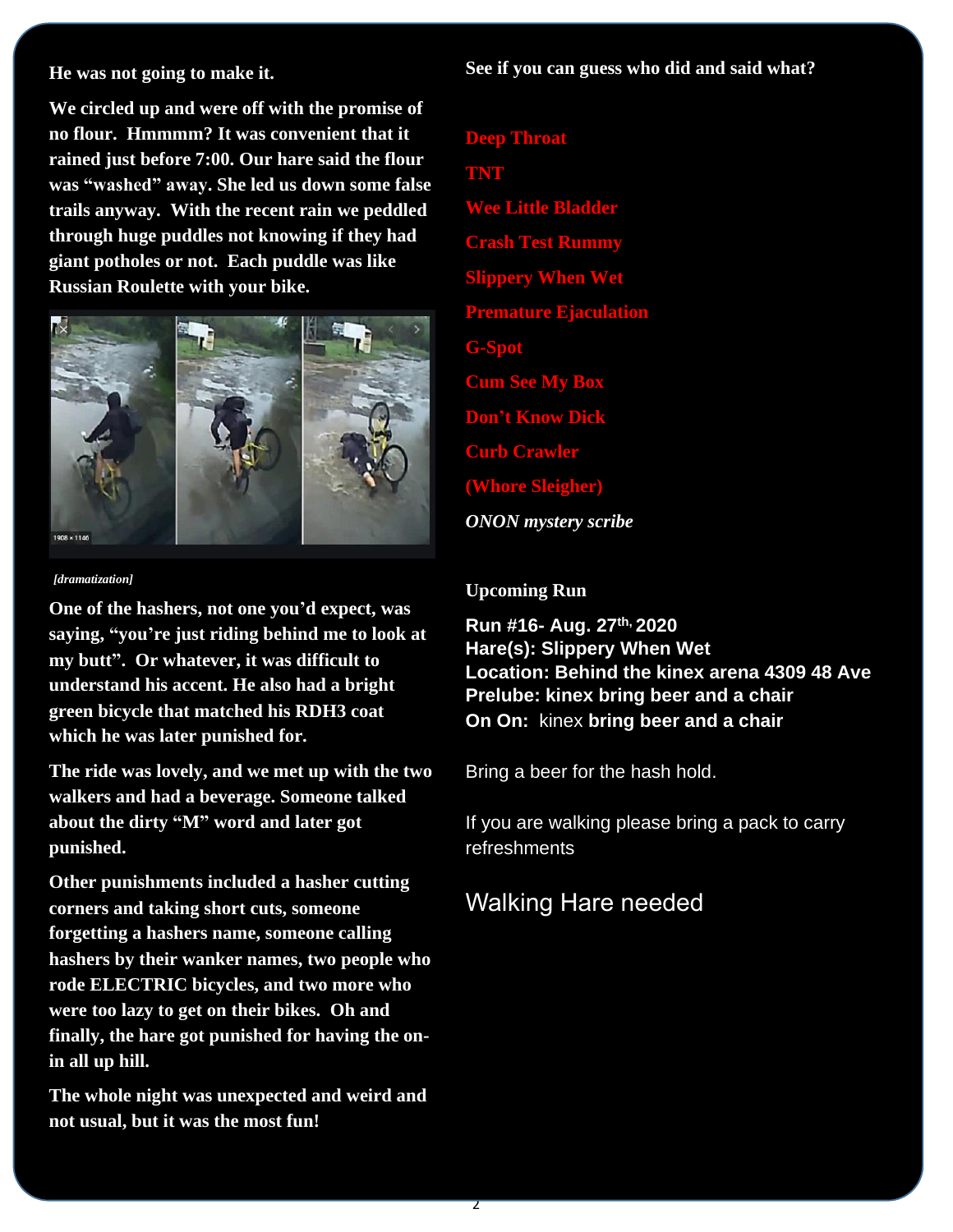**He was not going to make it.**

**We circled up and were off with the promise of no flour. Hmmmm? It was convenient that it rained just before 7:00. Our hare said the flour was "washed" away. She led us down some false trails anyway. With the recent rain we peddled through huge puddles not knowing if they had giant potholes or not. Each puddle was like Russian Roulette with your bike.**

***[dramatization]***

**One of the hashers, not one you'd expect, was saying, "you're just riding behind me to look at my butt". Or whatever, it was difficult to understand his accent. He also had a bright green bicycle that matched his RDH3 coat which he was later punished for.**

**The ride was lovely, and we met up with the two walkers and had a beverage. Someone talked about the dirty "M" word and later got punished.**

**Other punishments included a hasher cutting corners and taking short cuts, someone forgetting a hashers name, someone calling hashers by their wanker names, two people who rode ELECTRIC bicycles, and two more who were too lazy to get on their bikes. Oh and finally, the hare got punished for having the on-in all up hill.**

**The whole night was unexpected and weird and not usual, but it was the most fun!**

**See if you can guess who did and said what?**

**Deep Throat**

**TNT**

**Wee Little Bladder**

**Crash Test Rummy**

**Slippery When Wet**

**Premature Ejaculation**

**G-Spot**

**Cum See My Box**

**Don't Know Dick**

**Curb Crawler**

**(Whore Sleigher)**

***ONON mystery scribe***

**Upcoming Run**

**Run #16- Aug. 27th, 2020**
**Hare(s): Slippery When Wet**
**Location: Behind the kinex arena 4309 48 Ave**
**Prelube: kinex bring beer and a chair**
**On On:** kinex **bring beer and a chair**

Bring a beer for the hash hold.

If you are walking please bring a pack to carry refreshments

Walking Hare needed